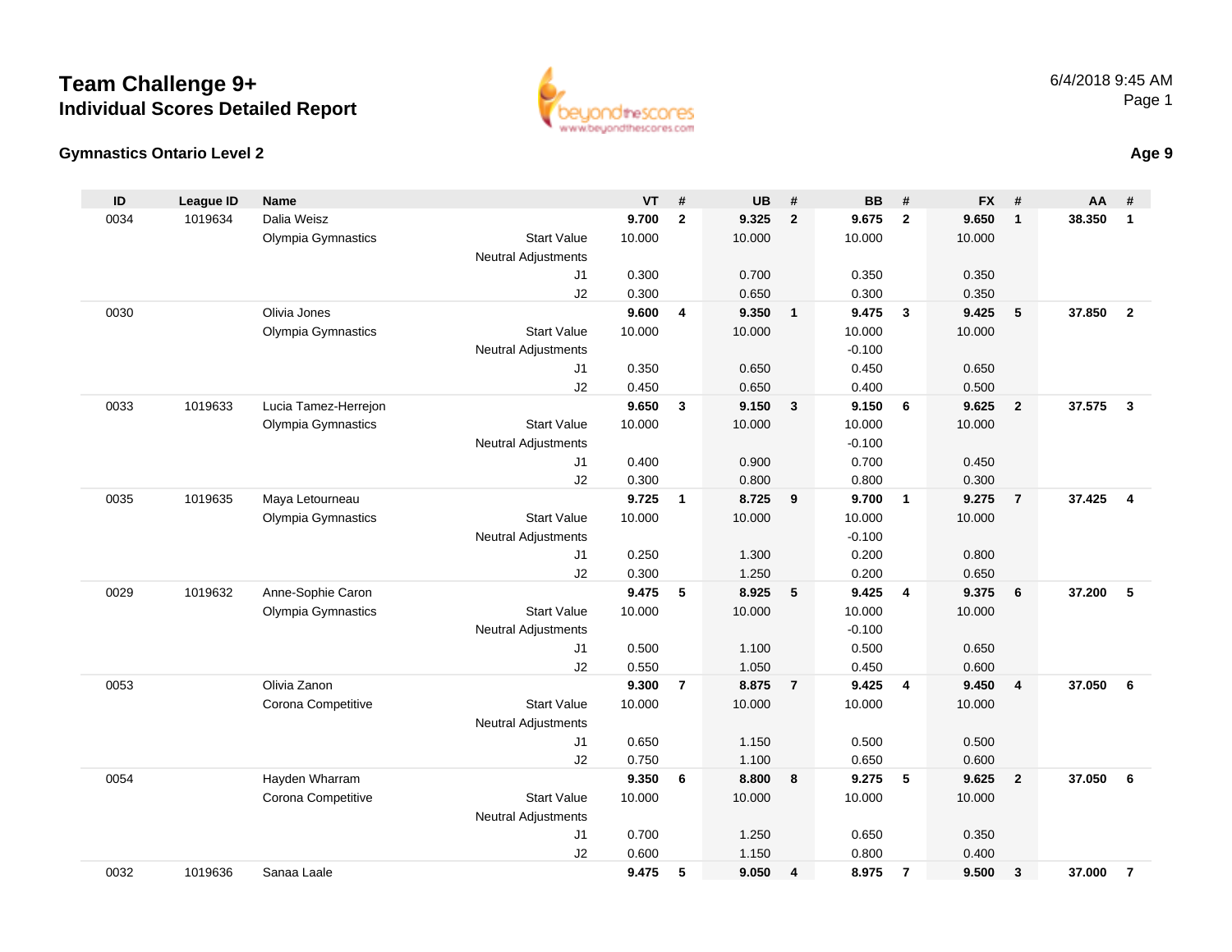# Team Challenge 9+

## Individual Scores Detailed Report

6/4/2018 9:45 AM

### Gymnastics Ontario Level 2

**Age 9**

| ID | League ID | Name | | VT | # | UB | # | BB | # | FX | # | AA | # |
|---|---|---|---|---|---|---|---|---|---|---|---|---|---|
| 0034 | 1019634 | Dalia Weisz | | **9.700** | **2** | **9.325** | **2** | **9.675** | **2** | **9.650** | **1** | **38.350** | **1** |
| | | Olympia Gymnastics | Start Value | 10.000 | | 10.000 | | 10.000 | | 10.000 | | | |
| | | | Neutral Adjustments | | | | | | | | | | |
| | | | J1 | 0.300 | | 0.700 | | 0.350 | | 0.350 | | | |
| | | | J2 | 0.300 | | 0.650 | | 0.300 | | 0.350 | | | |
| 0030 | | Olivia Jones | | **9.600** | **4** | **9.350** | **1** | **9.475** | **3** | **9.425** | **5** | **37.850** | **2** |
| | | Olympia Gymnastics | Start Value | 10.000 | | 10.000 | | 10.000 | | 10.000 | | | |
| | | | Neutral Adjustments | | | | | -0.100 | | | | | |
| | | | J1 | 0.350 | | 0.650 | | 0.450 | | 0.650 | | | |
| | | | J2 | 0.450 | | 0.650 | | 0.400 | | 0.500 | | | |
| 0033 | 1019633 | Lucia Tamez-Herrejon | | **9.650** | **3** | **9.150** | **3** | **9.150** | **6** | **9.625** | **2** | **37.575** | **3** |
| | | Olympia Gymnastics | Start Value | 10.000 | | 10.000 | | 10.000 | | 10.000 | | | |
| | | | Neutral Adjustments | | | | | -0.100 | | | | | |
| | | | J1 | 0.400 | | 0.900 | | 0.700 | | 0.450 | | | |
| | | | J2 | 0.300 | | 0.800 | | 0.800 | | 0.300 | | | |
| 0035 | 1019635 | Maya Letourneau | | **9.725** | **1** | **8.725** | **9** | **9.700** | **1** | **9.275** | **7** | **37.425** | **4** |
| | | Olympia Gymnastics | Start Value | 10.000 | | 10.000 | | 10.000 | | 10.000 | | | |
| | | | Neutral Adjustments | | | | | -0.100 | | | | | |
| | | | J1 | 0.250 | | 1.300 | | 0.200 | | 0.800 | | | |
| | | | J2 | 0.300 | | 1.250 | | 0.200 | | 0.650 | | | |
| 0029 | 1019632 | Anne-Sophie Caron | | **9.475** | **5** | **8.925** | **5** | **9.425** | **4** | **9.375** | **6** | **37.200** | **5** |
| | | Olympia Gymnastics | Start Value | 10.000 | | 10.000 | | 10.000 | | 10.000 | | | |
| | | | Neutral Adjustments | | | | | -0.100 | | | | | |
| | | | J1 | 0.500 | | 1.100 | | 0.500 | | 0.650 | | | |
| | | | J2 | 0.550 | | 1.050 | | 0.450 | | 0.600 | | | |
| 0053 | | Olivia Zanon | | **9.300** | **7** | **8.875** | **7** | **9.425** | **4** | **9.450** | **4** | **37.050** | **6** |
| | | Corona Competitive | Start Value | 10.000 | | 10.000 | | 10.000 | | 10.000 | | | |
| | | | Neutral Adjustments | | | | | | | | | | |
| | | | J1 | 0.650 | | 1.150 | | 0.500 | | 0.500 | | | |
| | | | J2 | 0.750 | | 1.100 | | 0.650 | | 0.600 | | | |
| 0054 | | Hayden Wharram | | **9.350** | **6** | **8.800** | **8** | **9.275** | **5** | **9.625** | **2** | **37.050** | **6** |
| | | Corona Competitive | Start Value | 10.000 | | 10.000 | | 10.000 | | 10.000 | | | |
| | | | Neutral Adjustments | | | | | | | | | | |
| | | | J1 | 0.700 | | 1.250 | | 0.650 | | 0.350 | | | |
| | | | J2 | 0.600 | | 1.150 | | 0.800 | | 0.400 | | | |
| 0032 | 1019636 | Sanaa Laale | | **9.475** | **5** | **9.050** | **4** | **8.975** | **7** | **9.500** | **3** | **37.000** | **7** |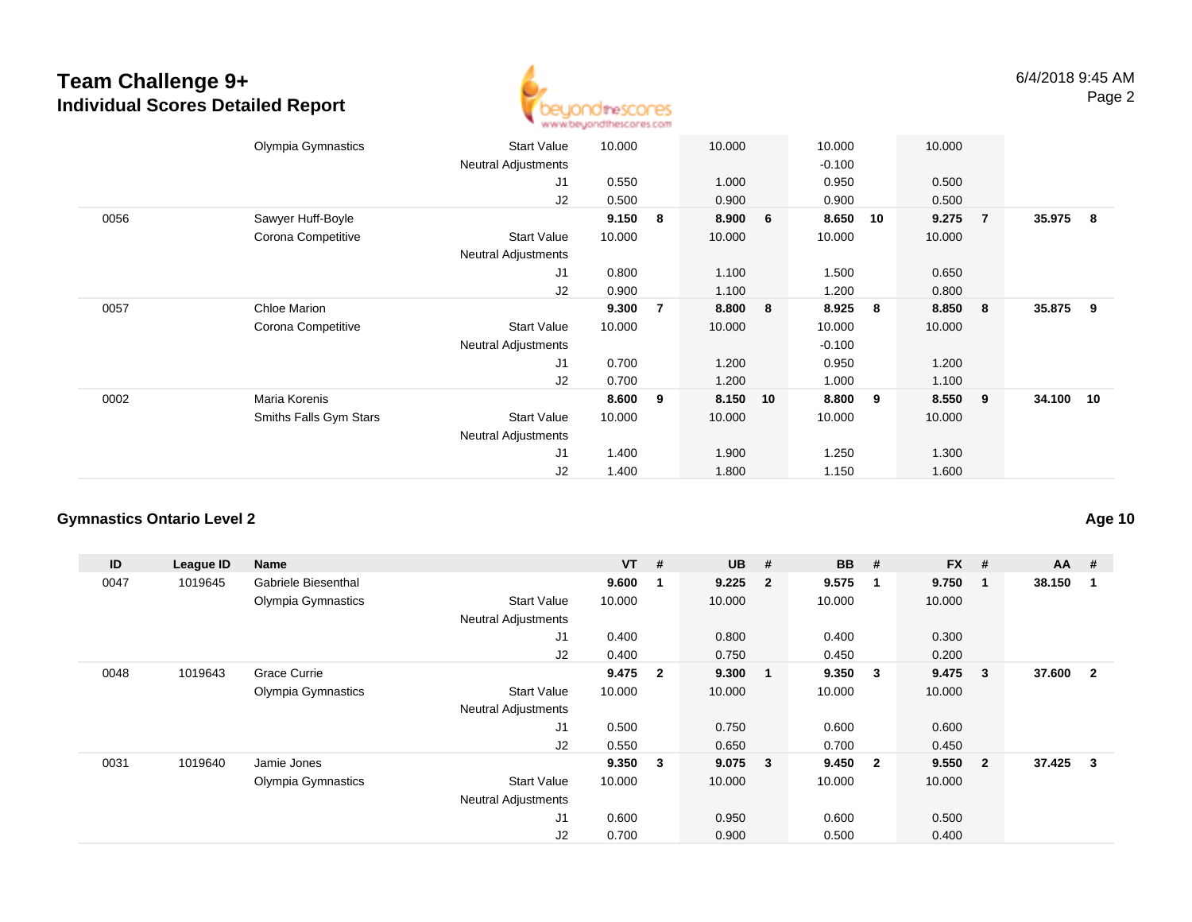# Team Challenge 9+

## Individual Scores Detailed Report

| ID | League ID | Name | | VT | # | UB | # | BB | # | FX | # | AA | # |
|---|---|---|---|---|---|---|---|---|---|---|---|---|---|
| | | Olympia Gymnastics | Start Value | 10.000 | | 10.000 | | 10.000 | | 10.000 | | | |
| | | | Neutral Adjustments | | | | | -0.100 | | | | | |
| | | | J1 | 0.550 | | 1.000 | | 0.950 | | 0.500 | | | |
| | | | J2 | 0.500 | | 0.900 | | 0.900 | | 0.500 | | | |
| 0056 | | Sawyer Huff-Boyle | | **9.150** | **8** | **8.900** | **6** | **8.650** | **10** | **9.275** | **7** | **35.975** | **8** |
| | | Corona Competitive | Start Value | 10.000 | | 10.000 | | 10.000 | | 10.000 | | | |
| | | | Neutral Adjustments | | | | | | | | | | |
| | | | J1 | 0.800 | | 1.100 | | 1.500 | | 0.650 | | | |
| | | | J2 | 0.900 | | 1.100 | | 1.200 | | 0.800 | | | |
| 0057 | | Chloe Marion | | **9.300** | **7** | **8.800** | **8** | **8.925** | **8** | **8.850** | **8** | **35.875** | **9** |
| | | Corona Competitive | Start Value | 10.000 | | 10.000 | | 10.000 | | 10.000 | | | |
| | | | Neutral Adjustments | | | | | -0.100 | | | | | |
| | | | J1 | 0.700 | | 1.200 | | 0.950 | | 1.200 | | | |
| | | | J2 | 0.700 | | 1.200 | | 1.000 | | 1.100 | | | |
| 0002 | | Maria Korenis | | **8.600** | **9** | **8.150** | **10** | **8.800** | **9** | **8.550** | **9** | **34.100** | **10** |
| | | Smiths Falls Gym Stars | Start Value | 10.000 | | 10.000 | | 10.000 | | 10.000 | | | |
| | | | Neutral Adjustments | | | | | | | | | | |
| | | | J1 | 1.400 | | 1.900 | | 1.250 | | 1.300 | | | |
| | | | J2 | 1.400 | | 1.800 | | 1.150 | | 1.600 | | | |

### Gymnastics Ontario Level 2

**Age 10**

| ID | League ID | Name | | VT | # | UB | # | BB | # | FX | # | AA | # |
|---|---|---|---|---|---|---|---|---|---|---|---|---|---|
| 0047 | 1019645 | Gabriele Biesenthal | | **9.600** | **1** | **9.225** | **2** | **9.575** | **1** | **9.750** | **1** | **38.150** | **1** |
| | | Olympia Gymnastics | Start Value | 10.000 | | 10.000 | | 10.000 | | 10.000 | | | |
| | | | Neutral Adjustments | | | | | | | | | | |
| | | | J1 | 0.400 | | 0.800 | | 0.400 | | 0.300 | | | |
| | | | J2 | 0.400 | | 0.750 | | 0.450 | | 0.200 | | | |
| 0048 | 1019643 | Grace Currie | | **9.475** | **2** | **9.300** | **1** | **9.350** | **3** | **9.475** | **3** | **37.600** | **2** |
| | | Olympia Gymnastics | Start Value | 10.000 | | 10.000 | | 10.000 | | 10.000 | | | |
| | | | Neutral Adjustments | | | | | | | | | | |
| | | | J1 | 0.500 | | 0.750 | | 0.600 | | 0.600 | | | |
| | | | J2 | 0.550 | | 0.650 | | 0.700 | | 0.450 | | | |
| 0031 | 1019640 | Jamie Jones | | **9.350** | **3** | **9.075** | **3** | **9.450** | **2** | **9.550** | **2** | **37.425** | **3** |
| | | Olympia Gymnastics | Start Value | 10.000 | | 10.000 | | 10.000 | | 10.000 | | | |
| | | | Neutral Adjustments | | | | | | | | | | |
| | | | J1 | 0.600 | | 0.950 | | 0.600 | | 0.500 | | | |
| | | | J2 | 0.700 | | 0.900 | | 0.500 | | 0.400 | | | |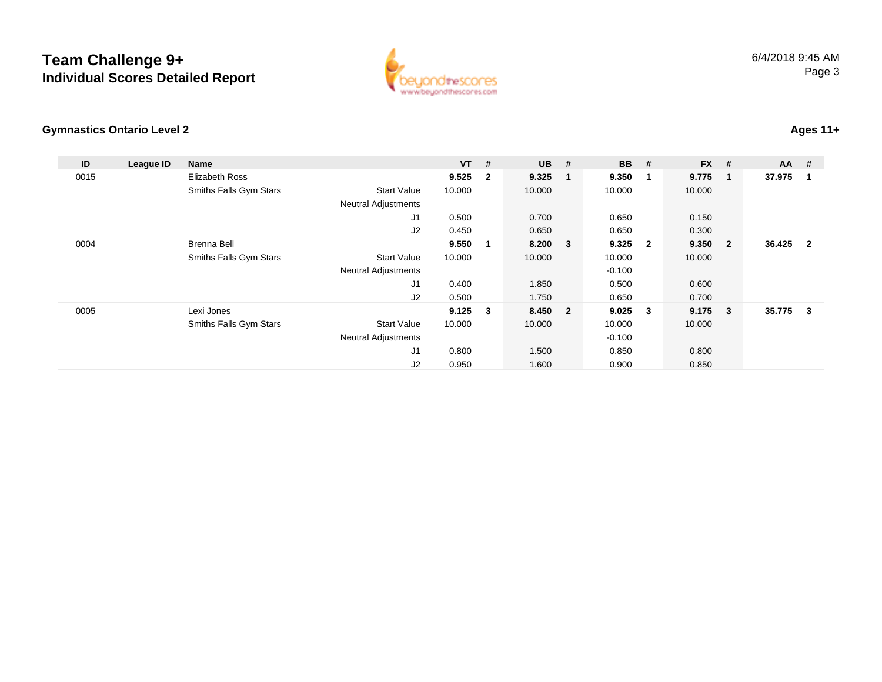# Team Challenge 9+

## Individual Scores Detailed Report

6/4/2018 9:45 AM

### Gymnastics Ontario Level 2

**Ages 11+**

| ID | League ID | Name | | VT | # | UB | # | BB | # | FX | # | AA | # |
|---|---|---|---|---|---|---|---|---|---|---|---|---|---|
| 0015 | | Elizabeth Ross | | **9.525** | **2** | **9.325** | **1** | **9.350** | **1** | **9.775** | **1** | **37.975** | **1** |
| | | Smiths Falls Gym Stars | Start Value | 10.000 | | 10.000 | | 10.000 | | 10.000 | | | |
| | | | Neutral Adjustments | | | | | | | | | | |
| | | | J1 | 0.500 | | 0.700 | | 0.650 | | 0.150 | | | |
| | | | J2 | 0.450 | | 0.650 | | 0.650 | | 0.300 | | | |
| 0004 | | Brenna Bell | | **9.550** | **1** | **8.200** | **3** | **9.325** | **2** | **9.350** | **2** | **36.425** | **2** |
| | | Smiths Falls Gym Stars | Start Value | 10.000 | | 10.000 | | 10.000 | | 10.000 | | | |
| | | | Neutral Adjustments | | | | | -0.100 | | | | | |
| | | | J1 | 0.400 | | 1.850 | | 0.500 | | 0.600 | | | |
| | | | J2 | 0.500 | | 1.750 | | 0.650 | | 0.700 | | | |
| 0005 | | Lexi Jones | | **9.125** | **3** | **8.450** | **2** | **9.025** | **3** | **9.175** | **3** | **35.775** | **3** |
| | | Smiths Falls Gym Stars | Start Value | 10.000 | | 10.000 | | 10.000 | | 10.000 | | | |
| | | | Neutral Adjustments | | | | | -0.100 | | | | | |
| | | | J1 | 0.800 | | 1.500 | | 0.850 | | 0.800 | | | |
| | | | J2 | 0.950 | | 1.600 | | 0.900 | | 0.850 | | | |